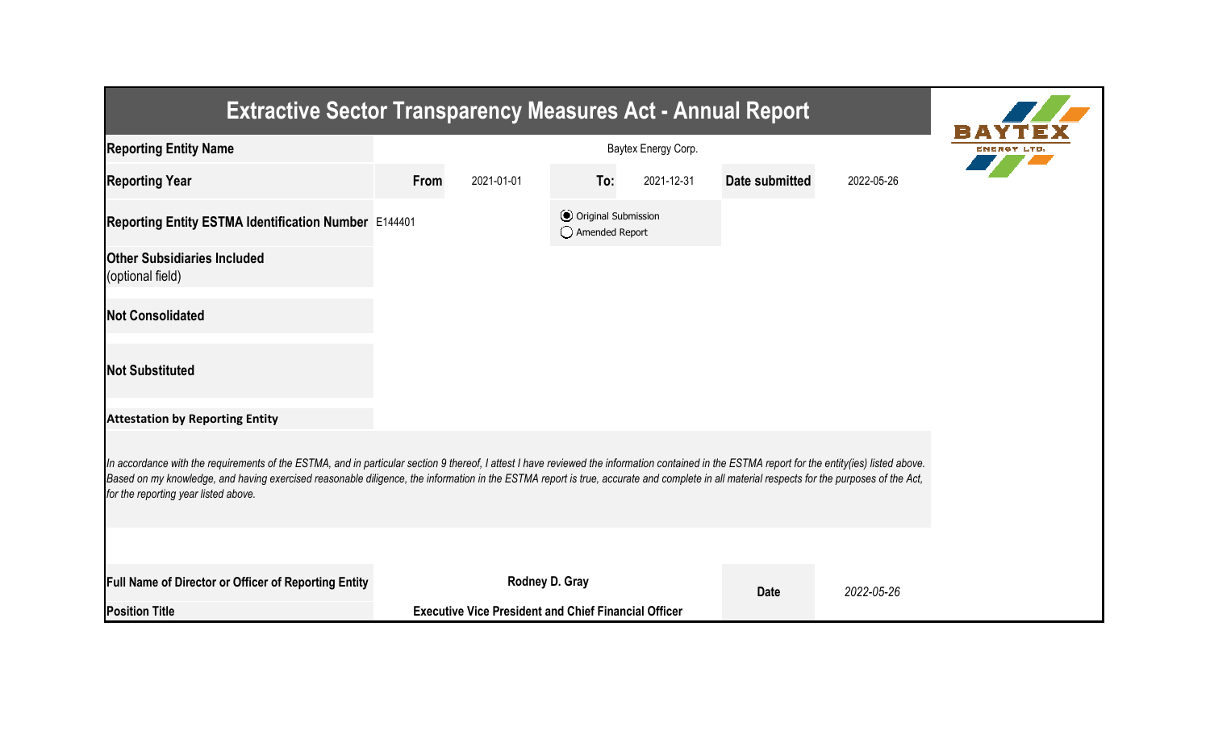# Extractive Sector Transparency Measures Act - Annual Report

| | | | | | | |
|---|---|---|---|---|---|---|
| **Reporting Entity Name** | Baytex Energy Corp. | | | | | |
| **Reporting Year** | **From** | 2021-01-01 | **To:** | 2021-12-31 | **Date submitted** | 2022-05-26 |
| **Reporting Entity ESTMA Identification Number** | E144401 | | ◉ Original Submission<br>◯ Amended Report | | | |
| **Other Subsidiaries Included** (optional field) | | | | | | |
| **Not Consolidated** | | | | | | |
| **Not Substituted** | | | | | | |

**Attestation by Reporting Entity**

*In accordance with the requirements of the ESTMA, and in particular section 9 thereof, I attest I have reviewed the information contained in the ESTMA report for the entity(ies) listed above. Based on my knowledge, and having exercised reasonable diligence, the information in the ESTMA report is true, accurate and complete in all material respects for the purposes of the Act, for the reporting year listed above.*

| | | | |
|---|---|---|---|
| **Full Name of Director or Officer of Reporting Entity** | **Rodney D. Gray** | **Date** | *2022-05-26* |
| **Position Title** | **Executive Vice President and Chief Financial Officer** | | |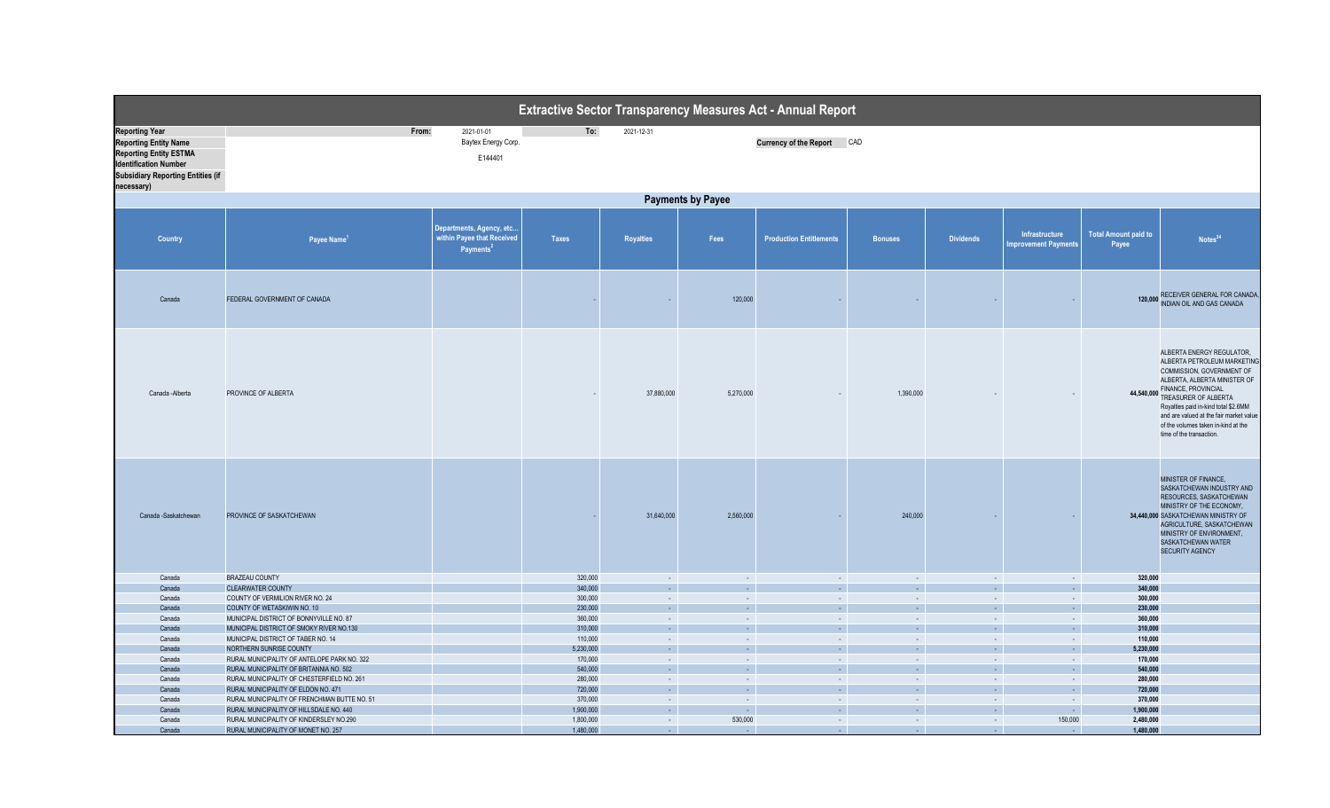# Extractive Sector Transparency Measures Act - Annual Report

| | | | | |
|---|---|---|---|---|
| **Reporting Year** | From: | 2021-01-01 | To: | 2021-12-31 |
| **Reporting Entity Name** | | Baytex Energy Corp. | | |
| **Reporting Entity ESTMA Identification Number** | | E144401 | | |
| **Subsidiary Reporting Entities (if necessary)** | | | | |

**Currency of the Report** CAD

## Payments by Payee

| Country | Payee Name[1] | Departments, Agency, etc... within Payee that Received Payments[2] | Taxes | Royalties | Fees | Production Entitlements | Bonuses | Dividends | Infrastructure Improvement Payments | Total Amount paid to Payee | Notes[34] |
|---|---|---|---|---|---|---|---|---|---|---|---|
| Canada | FEDERAL GOVERNMENT OF CANADA | | - | - | 120,000 | - | - | - | - | 120,000 | RECEIVER GENERAL FOR CANADA, INDIAN OIL AND GAS CANADA |
| Canada -Alberta | PROVINCE OF ALBERTA | | - | 37,880,000 | 5,270,000 | - | 1,390,000 | - | - | 44,540,000 | ALBERTA ENERGY REGULATOR, ALBERTA PETROLEUM MARKETING COMMISSION, GOVERNMENT OF ALBERTA, ALBERTA MINISTER OF FINANCE, PROVINCIAL TREASURER OF ALBERTA Royalties paid in-kind total $2.6MM and are valued at the fair market value of the volumes taken in-kind at the time of the transaction. |
| Canada -Saskatchewan | PROVINCE OF SASKATCHEWAN | | - | 31,640,000 | 2,560,000 | - | 240,000 | - | - | 34,440,000 | MINISTER OF FINANCE, SASKATCHEWAN INDUSTRY AND RESOURCES, SASKATCHEWAN MINISTRY OF THE ECONOMY, SASKATCHEWAN MINISTRY OF AGRICULTURE, SASKATCHEWAN MINISTRY OF ENVIRONMENT, SASKATCHEWAN WATER SECURITY AGENCY |
| Canada | BRAZEAU COUNTY | | 320,000 | - | - | - | - | - | - | 320,000 | |
| Canada | CLEARWATER COUNTY | | 340,000 | - | - | - | - | - | - | 340,000 | |
| Canada | COUNTY OF VERMILION RIVER NO. 24 | | 300,000 | - | - | - | - | - | - | 300,000 | |
| Canada | COUNTY OF WETASKIWIN NO. 10 | | 230,000 | - | - | - | - | - | - | 230,000 | |
| Canada | MUNICIPAL DISTRICT OF BONNYVILLE NO. 87 | | 360,000 | - | - | - | - | - | - | 360,000 | |
| Canada | MUNICIPAL DISTRICT OF SMOKY RIVER NO.130 | | 310,000 | - | - | - | - | - | - | 310,000 | |
| Canada | MUNICIPAL DISTRICT OF TABER NO. 14 | | 110,000 | - | - | - | - | - | - | 110,000 | |
| Canada | NORTHERN SUNRISE COUNTY | | 5,230,000 | - | - | - | - | - | - | 5,230,000 | |
| Canada | RURAL MUNICIPALITY OF ANTELOPE PARK NO. 322 | | 170,000 | - | - | - | - | - | - | 170,000 | |
| Canada | RURAL MUNICIPALITY OF BRITANNIA NO. 502 | | 540,000 | - | - | - | - | - | - | 540,000 | |
| Canada | RURAL MUNICIPALITY OF CHESTERFIELD NO. 261 | | 280,000 | - | - | - | - | - | - | 280,000 | |
| Canada | RURAL MUNICIPALITY OF ELDON NO. 471 | | 720,000 | - | - | - | - | - | - | 720,000 | |
| Canada | RURAL MUNICIPALITY OF FRENCHMAN BUTTE NO. 51 | | 370,000 | - | - | - | - | - | - | 370,000 | |
| Canada | RURAL MUNICIPALITY OF HILLSDALE NO. 440 | | 1,900,000 | - | - | - | - | - | - | 1,900,000 | |
| Canada | RURAL MUNICIPALITY OF KINDERSLEY NO.290 | | 1,800,000 | - | 530,000 | - | - | - | 150,000 | 2,480,000 | |
| Canada | RURAL MUNICIPALITY OF MONET NO. 257 | | 1,480,000 | - | - | - | - | - | - | 1,480,000 | |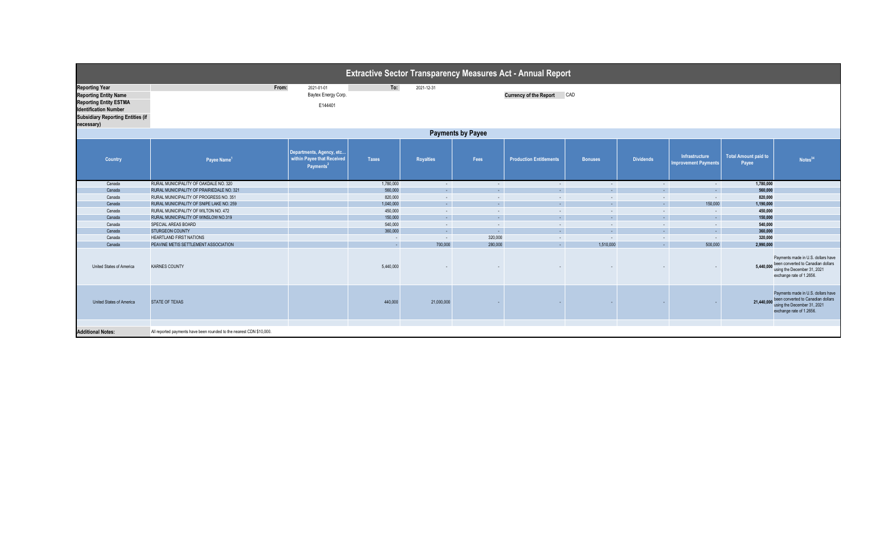# Extractive Sector Transparency Measures Act - Annual Report

| | | | | |
|---|---|---|---|---|
| **Reporting Year** | From: | 2021-01-01 | To: | 2021-12-31 |
| **Reporting Entity Name** | | Baytex Energy Corp. | | |
| **Reporting Entity ESTMA Identification Number** | | E144401 | | |
| **Subsidiary Reporting Entities (if necessary)** | | | | |

**Currency of the Report** CAD

## Payments by Payee

| Country | Payee Name[1] | Departments, Agency, etc... within Payee that Received Payments[2] | Taxes | Royalties | Fees | Production Entitlements | Bonuses | Dividends | Infrastructure Improvement Payments | Total Amount paid to Payee | Notes[34] |
|---|---|---|---|---|---|---|---|---|---|---|---|
| Canada | RURAL MUNICIPALITY OF OAKDALE NO. 320 | | 1,780,000 | - | - | - | - | - | - | 1,780,000 | |
| Canada | RURAL MUNICIPALITY OF PRAIRIEDALE NO. 321 | | 560,000 | - | - | - | - | - | - | 560,000 | |
| Canada | RURAL MUNICIPALITY OF PROGRESS NO. 351 | | 820,000 | - | - | - | - | - | - | 820,000 | |
| Canada | RURAL MUNICIPALITY OF SNIPE LAKE NO. 259 | | 1,040,000 | - | - | - | - | - | 150,000 | 1,190,000 | |
| Canada | RURAL MUNICIPALITY OF WILTON NO. 472 | | 450,000 | - | - | - | - | - | - | 450,000 | |
| Canada | RURAL MUNICIPALITY OF WINSLOW NO.319 | | 150,000 | - | - | - | - | - | - | 150,000 | |
| Canada | SPECIAL AREAS BOARD | | 540,000 | - | - | - | - | - | - | 540,000 | |
| Canada | STURGEON COUNTY | | 360,000 | - | - | - | - | - | - | 360,000 | |
| Canada | HEARTLAND FIRST NATIONS | | - | - | 320,000 | - | - | - | - | 320,000 | |
| Canada | PEAVINE METIS SETTLEMENT ASSOCIATION | | - | 700,000 | 280,000 | - | 1,510,000 | - | 500,000 | 2,990,000 | |
| United States of America | KARNES COUNTY | | 5,440,000 | - | - | - | - | - | - | 5,440,000 | Payments made in U.S. dollars have been converted to Canadian dollars using the December 31, 2021 exchange rate of 1.2656. |
| United States of America | STATE OF TEXAS | | 440,000 | 21,000,000 | - | - | - | - | - | 21,440,000 | Payments made in U.S. dollars have been converted to Canadian dollars using the December 31, 2021 exchange rate of 1.2656. |

**Additional Notes:** All reported payments have been rounded to the nearest CDN $10,000.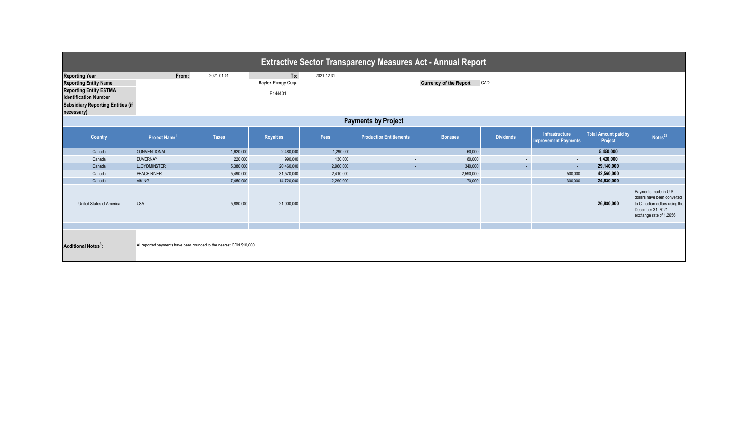# Extractive Sector Transparency Measures Act - Annual Report

| | | | | | |
|---|---|---|---|---|---|
| **Reporting Year** | **From:** | 2021-01-01 | **To:** | 2021-12-31 | |
| **Reporting Entity Name** | | | Baytex Energy Corp. | | **Currency of the Report** CAD |
| **Reporting Entity ESTMA Identification Number** | | | E144401 | | |
| **Subsidiary Reporting Entities (if necessary)** | | | | | |

## Payments by Project

| Country | Project Name[1] | Taxes | Royalties | Fees | Production Entitlements | Bonuses | Dividends | Infrastructure Improvement Payments | Total Amount paid by Project | Notes[23] |
|---|---|---|---|---|---|---|---|---|---|---|
| Canada | CONVENTIONAL | 1,620,000 | 2,480,000 | 1,290,000 | - | 60,000 | - | - | **5,450,000** | |
| Canada | DUVERNAY | 220,000 | 990,000 | 130,000 | - | 80,000 | - | - | **1,420,000** | |
| Canada | LLOYDMINSTER | 5,380,000 | 20,460,000 | 2,960,000 | - | 340,000 | - | - | **29,140,000** | |
| Canada | PEACE RIVER | 5,490,000 | 31,570,000 | 2,410,000 | - | 2,590,000 | - | 500,000 | **42,560,000** | |
| Canada | VIKING | 7,450,000 | 14,720,000 | 2,290,000 | - | 70,000 | - | 300,000 | **24,830,000** | |
| United States of America | USA | 5,880,000 | 21,000,000 | - | - | - | - | - | **26,880,000** | Payments made in U.S. dollars have been converted to Canadian dollars using the December 31, 2021 exchange rate of 1.2656. |
| | | | | | | | | | | |

**Additional Notes[3]:** All reported payments have been rounded to the nearest CDN $10,000.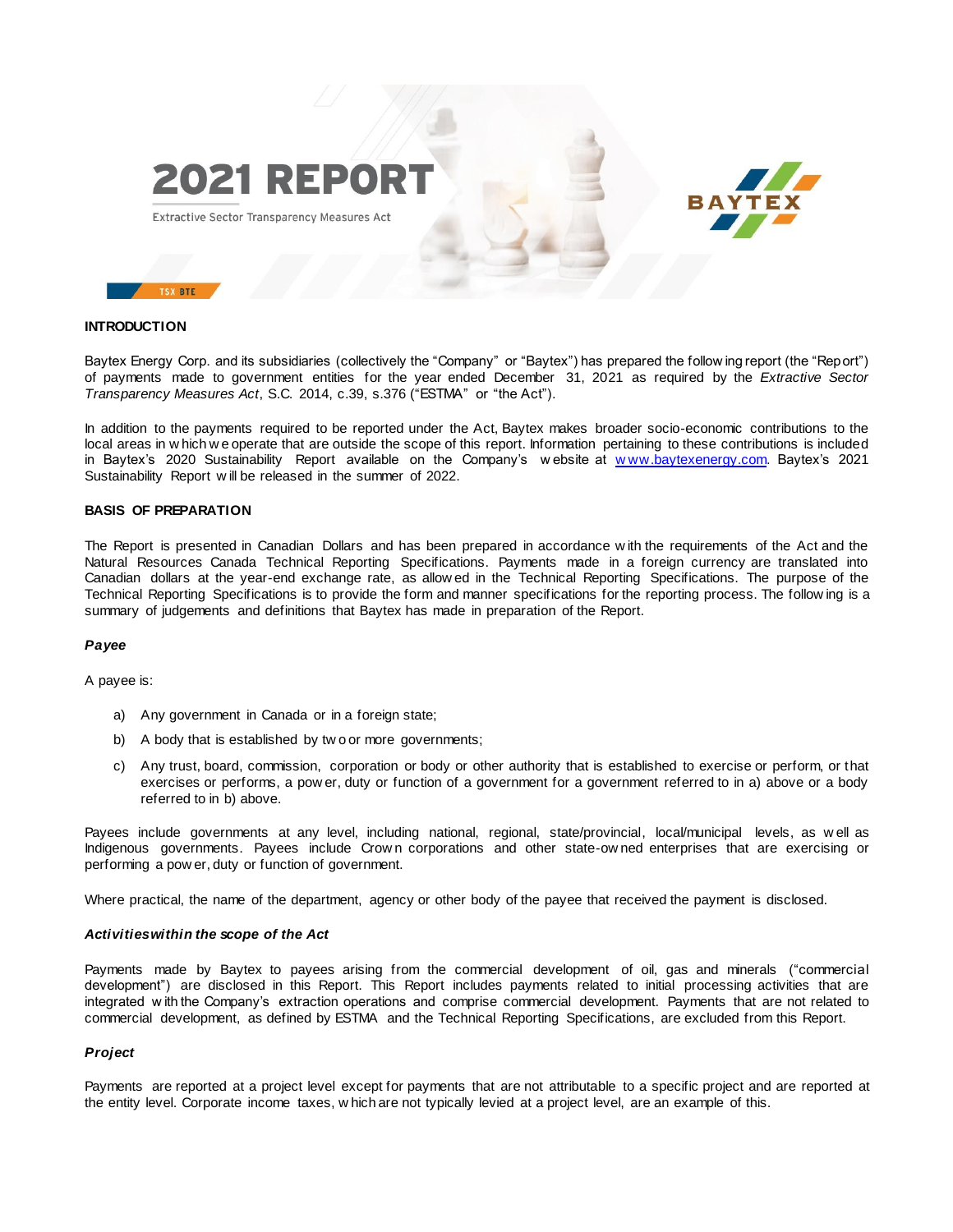# 2021 REPORT

Extractive Sector Transparency Measures Act

BAYTEX

TSX BTE

## INTRODUCTION

Baytex Energy Corp. and its subsidiaries (collectively the "Company" or "Baytex") has prepared the following report (the "Report") of payments made to government entities for the year ended December 31, 2021 as required by the *Extractive Sector Transparency Measures Act*, S.C. 2014, c.39, s.376 ("ESTMA" or "the Act").

In addition to the payments required to be reported under the Act, Baytex makes broader socio-economic contributions to the local areas in which we operate that are outside the scope of this report. Information pertaining to these contributions is included in Baytex's 2020 Sustainability Report available on the Company's website at www.baytexenergy.com. Baytex's 2021 Sustainability Report will be released in the summer of 2022.

## BASIS OF PREPARATION

The Report is presented in Canadian Dollars and has been prepared in accordance with the requirements of the Act and the Natural Resources Canada Technical Reporting Specifications. Payments made in a foreign currency are translated into Canadian dollars at the year-end exchange rate, as allowed in the Technical Reporting Specifications. The purpose of the Technical Reporting Specifications is to provide the form and manner specifications for the reporting process. The following is a summary of judgements and definitions that Baytex has made in preparation of the Report.

### *Payee*

A payee is:

a) Any government in Canada or in a foreign state;

b) A body that is established by two or more governments;

c) Any trust, board, commission, corporation or body or other authority that is established to exercise or perform, or that exercises or performs, a power, duty or function of a government for a government referred to in a) above or a body referred to in b) above.

Payees include governments at any level, including national, regional, state/provincial, local/municipal levels, as well as Indigenous governments. Payees include Crown corporations and other state-owned enterprises that are exercising or performing a power, duty or function of government.

Where practical, the name of the department, agency or other body of the payee that received the payment is disclosed.

### *Activities within the scope of the Act*

Payments made by Baytex to payees arising from the commercial development of oil, gas and minerals ("commercial development") are disclosed in this Report. This Report includes payments related to initial processing activities that are integrated with the Company's extraction operations and comprise commercial development. Payments that are not related to commercial development, as defined by ESTMA and the Technical Reporting Specifications, are excluded from this Report.

### *Project*

Payments are reported at a project level except for payments that are not attributable to a specific project and are reported at the entity level. Corporate income taxes, which are not typically levied at a project level, are an example of this.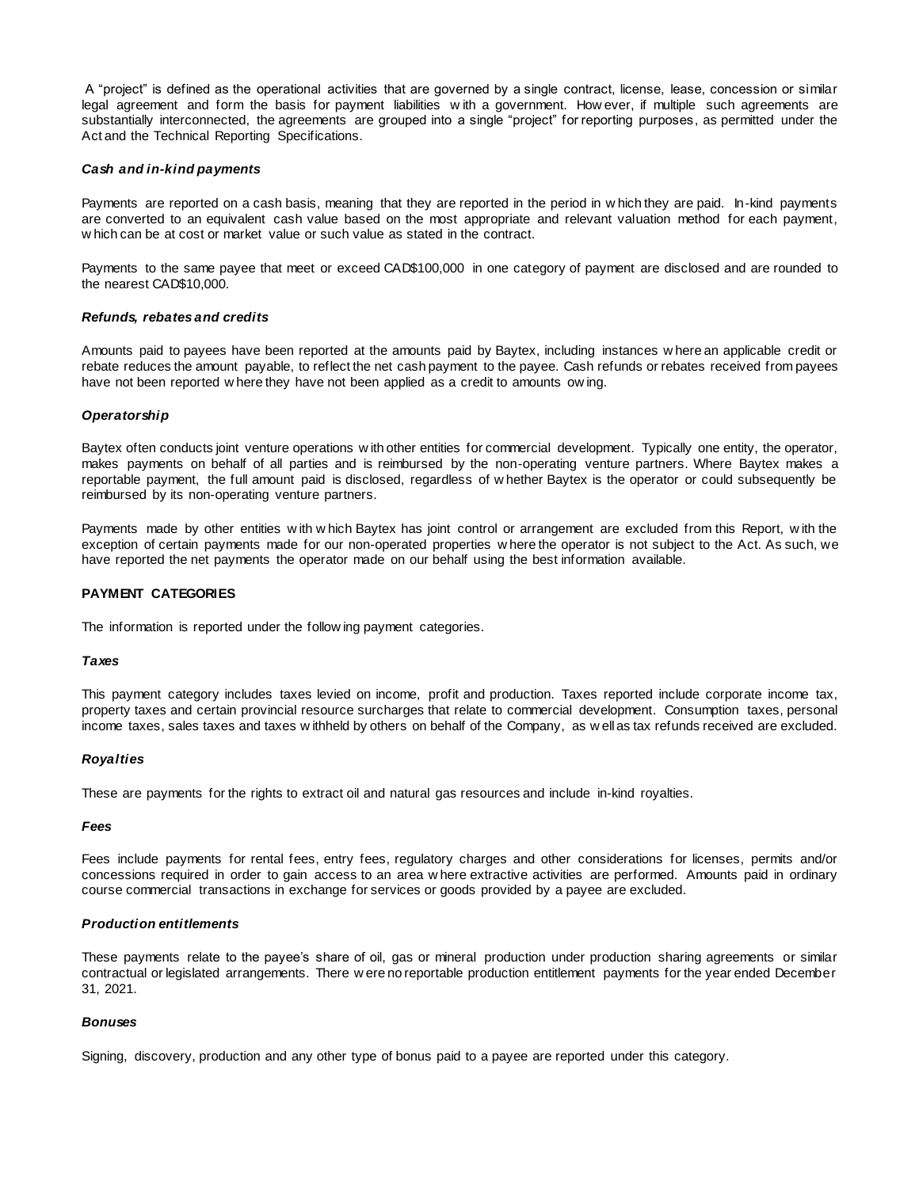A “project” is defined as the operational activities that are governed by a single contract, license, lease, concession or similar legal agreement and form the basis for payment liabilities with a government. However, if multiple such agreements are substantially interconnected, the agreements are grouped into a single “project” for reporting purposes, as permitted under the Act and the Technical Reporting Specifications.

***Cash and in-kind payments***

Payments are reported on a cash basis, meaning that they are reported in the period in which they are paid. In-kind payments are converted to an equivalent cash value based on the most appropriate and relevant valuation method for each payment, which can be at cost or market value or such value as stated in the contract.

Payments to the same payee that meet or exceed CAD$100,000 in one category of payment are disclosed and are rounded to the nearest CAD$10,000.

***Refunds, rebates and credits***

Amounts paid to payees have been reported at the amounts paid by Baytex, including instances where an applicable credit or rebate reduces the amount payable, to reflect the net cash payment to the payee. Cash refunds or rebates received from payees have not been reported where they have not been applied as a credit to amounts owing.

***Operatorship***

Baytex often conducts joint venture operations with other entities for commercial development. Typically one entity, the operator, makes payments on behalf of all parties and is reimbursed by the non-operating venture partners. Where Baytex makes a reportable payment, the full amount paid is disclosed, regardless of whether Baytex is the operator or could subsequently be reimbursed by its non-operating venture partners.

Payments made by other entities with which Baytex has joint control or arrangement are excluded from this Report, with the exception of certain payments made for our non-operated properties where the operator is not subject to the Act. As such, we have reported the net payments the operator made on our behalf using the best information available.

**PAYMENT CATEGORIES**

The information is reported under the following payment categories.

***Taxes***

This payment category includes taxes levied on income, profit and production. Taxes reported include corporate income tax, property taxes and certain provincial resource surcharges that relate to commercial development. Consumption taxes, personal income taxes, sales taxes and taxes withheld by others on behalf of the Company, as well as tax refunds received are excluded.

***Royalties***

These are payments for the rights to extract oil and natural gas resources and include in-kind royalties.

***Fees***

Fees include payments for rental fees, entry fees, regulatory charges and other considerations for licenses, permits and/or concessions required in order to gain access to an area where extractive activities are performed. Amounts paid in ordinary course commercial transactions in exchange for services or goods provided by a payee are excluded.

***Production entitlements***

These payments relate to the payee’s share of oil, gas or mineral production under production sharing agreements or similar contractual or legislated arrangements. There were no reportable production entitlement payments for the year ended December 31, 2021.

***Bonuses***

Signing, discovery, production and any other type of bonus paid to a payee are reported under this category.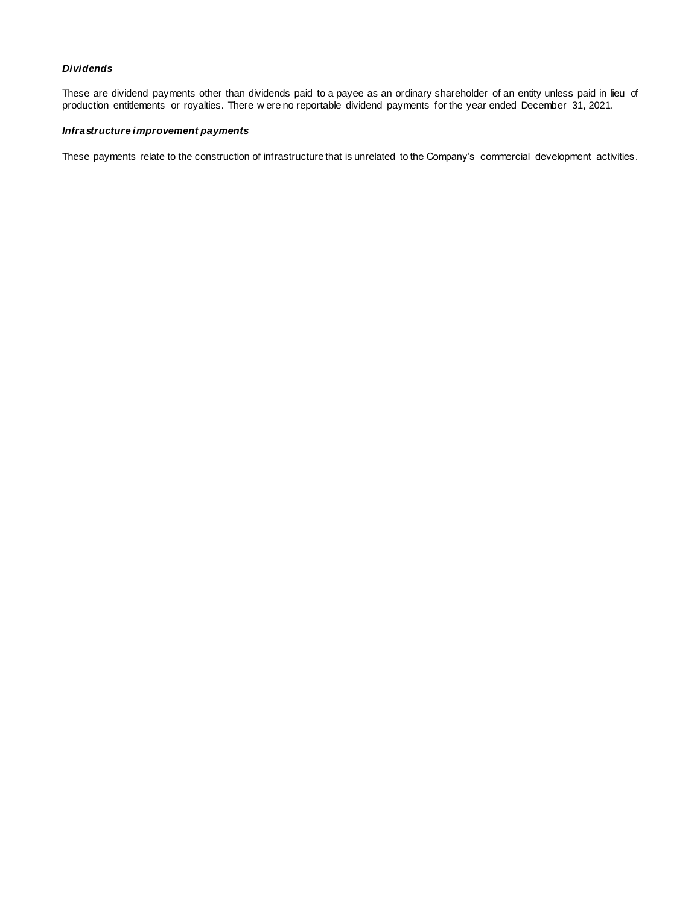***Dividends***

These are dividend payments other than dividends paid to a payee as an ordinary shareholder of an entity unless paid in lieu of production entitlements or royalties. There were no reportable dividend payments for the year ended December 31, 2021.

***Infrastructure improvement payments***

These payments relate to the construction of infrastructure that is unrelated to the Company's commercial development activities.